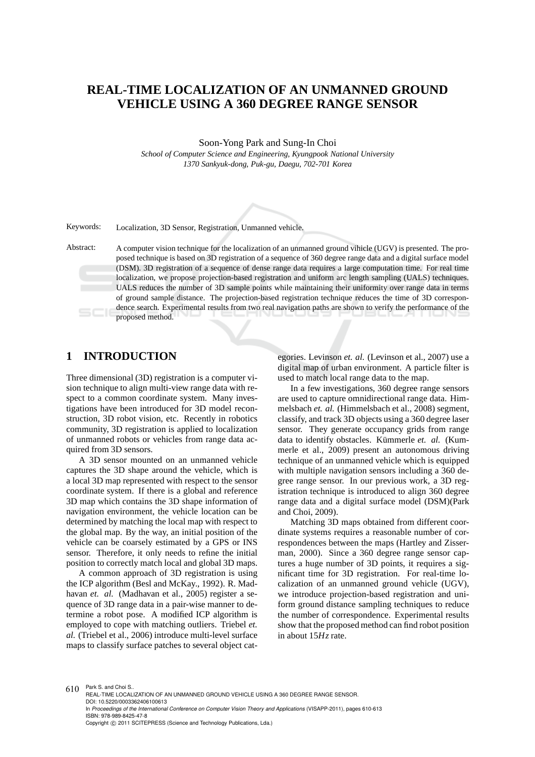# REAL-TIME LOCALIZATION OF AN UNMANNED GROUND VEHICLE USING A 360 DEGREE RANGE SENSOR

Soon-Yong Park and Sung-In Choi

*School of Computer Science and Engineering, Kyungpook National University*
*1370 Sankyuk-dong, Puk-gu, Daegu, 702-701 Korea*

Keywords: Localization, 3D Sensor, Registration, Unmanned vehicle.

Abstract: A computer vision technique for the localization of an unmanned ground vihicle (UGV) is presented. The proposed technique is based on 3D registration of a sequence of 360 degree range data and a digital surface model (DSM). 3D registration of a sequence of dense range data requires a large computation time. For real time localization, we propose projection-based registration and uniform arc length sampling (UALS) techniques. UALS reduces the number of 3D sample points while maintaining their uniformity over range data in terms of ground sample distance. The projection-based registration technique reduces the time of 3D correspondence search. Experimental results from two real navigation paths are shown to verify the performance of the proposed method.

## 1 INTRODUCTION

Three dimensional (3D) registration is a computer vision technique to align multi-view range data with respect to a common coordinate system. Many investigations have been introduced for 3D model reconstruction, 3D robot vision, etc. Recently in robotics community, 3D registration is applied to localization of unmanned robots or vehicles from range data acquired from 3D sensors.

A 3D sensor mounted on an unmanned vehicle captures the 3D shape around the vehicle, which is a local 3D map represented with respect to the sensor coordinate system. If there is a global and reference 3D map which contains the 3D shape information of navigation environment, the vehicle location can be determined by matching the local map with respect to the global map. By the way, an initial position of the vehicle can be coarsely estimated by a GPS or INS sensor. Therefore, it only needs to refine the initial position to correctly match local and global 3D maps.

A common approach of 3D registration is using the ICP algorithm (Besl and McKay., 1992). R. Madhavan *et. al.* (Madhavan et al., 2005) register a sequence of 3D range data in a pair-wise manner to determine a robot pose. A modified ICP algorithm is employed to cope with matching outliers. Triebel *et. al.* (Triebel et al., 2006) introduce multi-level surface maps to classify surface patches to several object categories. Levinson *et. al.* (Levinson et al., 2007) use a digital map of urban environment. A particle filter is used to match local range data to the map.

In a few investigations, 360 degree range sensors are used to capture omnidirectional range data. Himmelsbach *et. al.* (Himmelsbach et al., 2008) segment, classify, and track 3D objects using a 360 degree laser sensor. They generate occupancy grids from range data to identify obstacles. Kümmerle *et. al.* (Kummerle et al., 2009) present an autonomous driving technique of an unmanned vehicle which is equipped with multiple navigation sensors including a 360 degree range sensor. In our previous work, a 3D registration technique is introduced to align 360 degree range data and a digital surface model (DSM)(Park and Choi, 2009).

Matching 3D maps obtained from different coordinate systems requires a reasonable number of correspondences between the maps (Hartley and Zisserman, 2000). Since a 360 degree range sensor captures a huge number of 3D points, it requires a significant time for 3D registration. For real-time localization of an unmanned ground vehicle (UGV), we introduce projection-based registration and uniform ground distance sampling techniques to reduce the number of correspondence. Experimental results show that the proposed method can find robot position in about 15$Hz$ rate.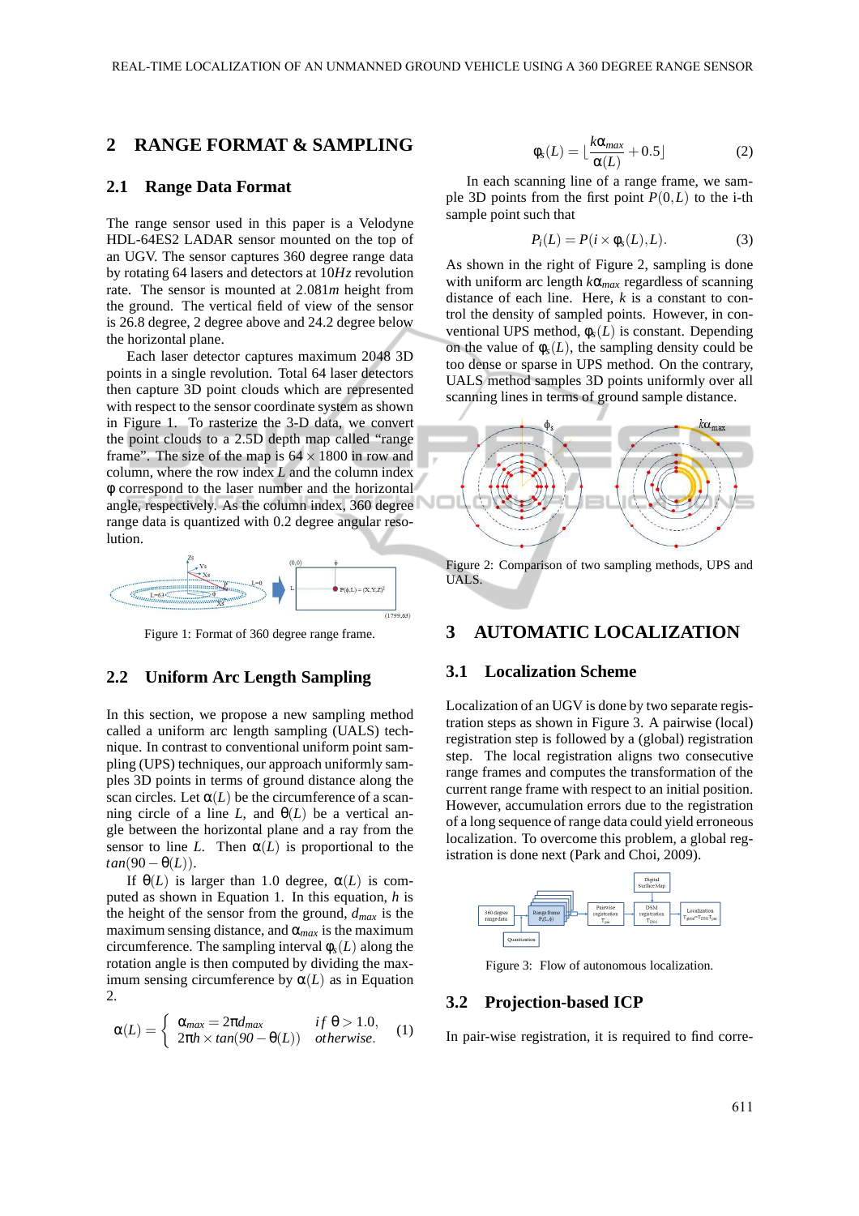## 2 RANGE FORMAT & SAMPLING

### 2.1 Range Data Format

The range sensor used in this paper is a Velodyne HDL-64ES2 LADAR sensor mounted on the top of an UGV. The sensor captures 360 degree range data by rotating 64 lasers and detectors at $10Hz$ revolution rate. The sensor is mounted at $2.081m$ height from the ground. The vertical field of view of the sensor is 26.8 degree, 2 degree above and 24.2 degree below the horizontal plane.

Each laser detector captures maximum 2048 3D points in a single revolution. Total 64 laser detectors then capture 3D point clouds which are represented with respect to the sensor coordinate system as shown in Figure 1. To rasterize the 3-D data, we convert the point clouds to a 2.5D depth map called "range frame". The size of the map is $64 \times 1800$ in row and column, where the row index $L$ and the column index $\phi$ correspond to the laser number and the horizontal angle, respectively. As the column index, 360 degree range data is quantized with 0.2 degree angular resolution.

Figure 1: Format of 360 degree range frame.

### 2.2 Uniform Arc Length Sampling

In this section, we propose a new sampling method called a uniform arc length sampling (UALS) technique. In contrast to conventional uniform point sampling (UPS) techniques, our approach uniformly samples 3D points in terms of ground distance along the scan circles. Let $\alpha(L)$ be the circumference of a scanning circle of a line $L$, and $\theta(L)$ be a vertical angle between the horizontal plane and a ray from the sensor to line $L$. Then $\alpha(L)$ is proportional to the $tan(90 - \theta(L))$.

If $\theta(L)$ is larger than 1.0 degree, $\alpha(L)$ is computed as shown in Equation 1. In this equation, $h$ is the height of the sensor from the ground, $d_{max}$ is the maximum sensing distance, and $\alpha_{max}$ is the maximum circumference. The sampling interval $\phi_s(L)$ along the rotation angle is then computed by dividing the maximum sensing circumference by $\alpha(L)$ as in Equation 2.

$$\alpha(L) = \begin{cases} \alpha_{max} = 2\pi d_{max} & if\ \theta > 1.0, \\ 2\pi h \times tan(90 - \theta(L)) & otherwise. \end{cases} \quad (1)$$

$$\phi_s(L) = \lfloor \frac{k\alpha_{max}}{\alpha(L)} + 0.5 \rfloor \quad (2)$$

In each scanning line of a range frame, we sample 3D points from the first point $P(0,L)$ to the i-th sample point such that

$$P_i(L) = P(i \times \phi_s(L), L). \quad (3)$$

As shown in the right of Figure 2, sampling is done with uniform arc length $k\alpha_{max}$ regardless of scanning distance of each line. Here, $k$ is a constant to control the density of sampled points. However, in conventional UPS method, $\phi_s(L)$ is constant. Depending on the value of $\phi_s(L)$, the sampling density could be too dense or sparse in UPS method. On the contrary, UALS method samples 3D points uniformly over all scanning lines in terms of ground sample distance.

Figure 2: Comparison of two sampling methods, UPS and UALS.

## 3 AUTOMATIC LOCALIZATION

### 3.1 Localization Scheme

Localization of an UGV is done by two separate registration steps as shown in Figure 3. A pairwise (local) registration step is followed by a (global) registration step. The local registration aligns two consecutive range frames and computes the transformation of the current range frame with respect to an initial position. However, accumulation errors due to the registration of a long sequence of range data could yield erroneous localization. To overcome this problem, a global registration is done next (Park and Choi, 2009).

Figure 3: Flow of autonomous localization.

### 3.2 Projection-based ICP

In pair-wise registration, it is required to find corre-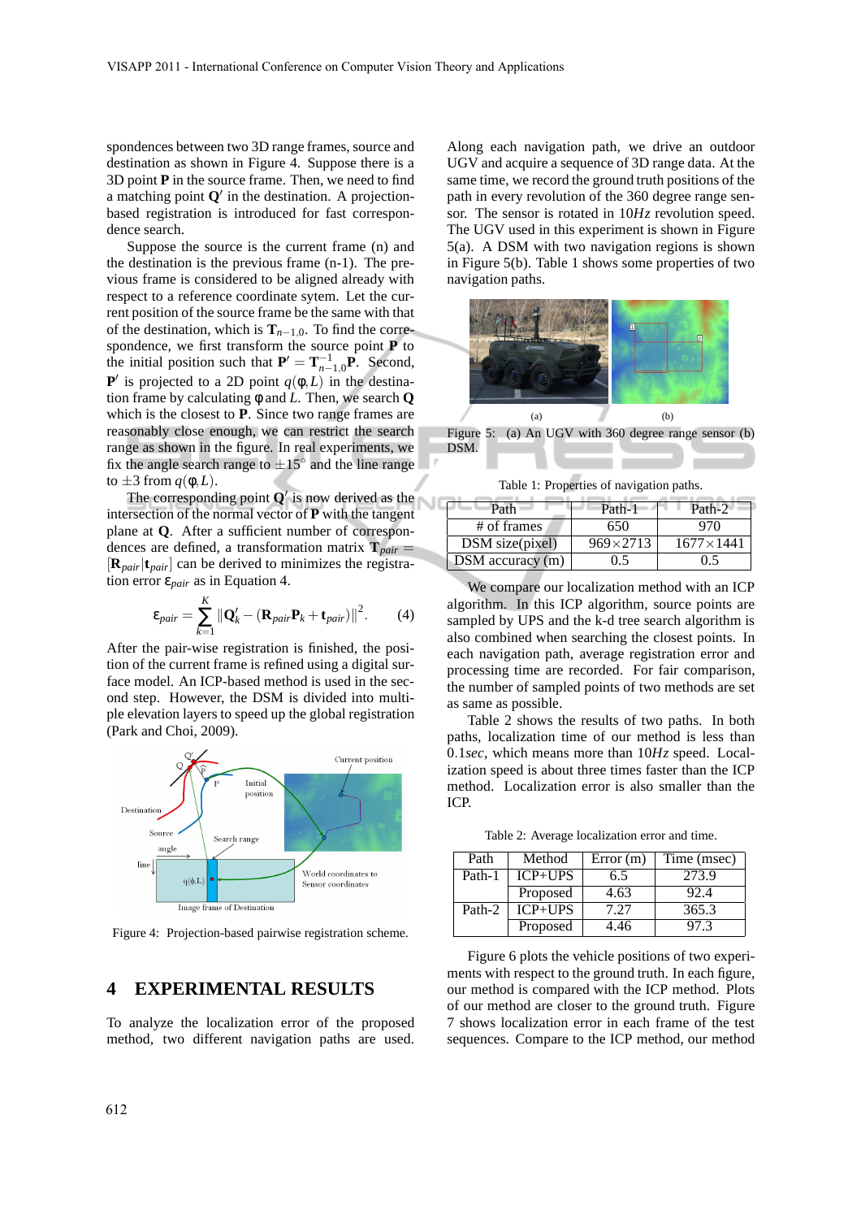spondences between two 3D range frames, source and destination as shown in Figure 4. Suppose there is a 3D point $\mathbf{P}$ in the source frame. Then, we need to find a matching point $\mathbf{Q}'$ in the destination. A projection-based registration is introduced for fast correspondence search.

Suppose the source is the current frame (n) and the destination is the previous frame (n-1). The previous frame is considered to be aligned already with respect to a reference coordinate sytem. Let the current position of the source frame be the same with that of the destination, which is $\mathbf{T}_{n-1,0}$. To find the correspondence, we first transform the source point $\mathbf{P}$ to the initial position such that $\mathbf{P}' = \mathbf{T}_{n-1,0}^{-1}\mathbf{P}$. Second, $\mathbf{P}'$ is projected to a 2D point $q(\phi, L)$ in the destination frame by calculating $\phi$ and $L$. Then, we search $\mathbf{Q}$ which is the closest to $\mathbf{P}$. Since two range frames are reasonably close enough, we can restrict the search range as shown in the figure. In real experiments, we fix the angle search range to $\pm 15^\circ$ and the line range to $\pm 3$ from $q(\phi, L)$.

The corresponding point $\mathbf{Q}'$ is now derived as the intersection of the normal vector of $\mathbf{P}$ with the tangent plane at $\mathbf{Q}$. After a sufficient number of correspondences are defined, a transformation matrix $\mathbf{T}_{pair} = [\mathbf{R}_{pair}|\mathbf{t}_{pair}]$ can be derived to minimizes the registration error $\varepsilon_{pair}$ as in Equation 4.

$$\varepsilon_{pair} = \sum_{k=1}^{K} \|\mathbf{Q}'_k - (\mathbf{R}_{pair}\mathbf{P}_k + \mathbf{t}_{pair})\|^2. \quad (4)$$

After the pair-wise registration is finished, the position of the current frame is refined using a digital surface model. An ICP-based method is used in the second step. However, the DSM is divided into multiple elevation layers to speed up the global registration (Park and Choi, 2009).

Figure 4: Projection-based pairwise registration scheme.

## 4 EXPERIMENTAL RESULTS

To analyze the localization error of the proposed method, two different navigation paths are used. Along each navigation path, we drive an outdoor UGV and acquire a sequence of 3D range data. At the same time, we record the ground truth positions of the path in every revolution of the 360 degree range sensor. The sensor is rotated in 10*Hz* revolution speed. The UGV used in this experiment is shown in Figure 5(a). A DSM with two navigation regions is shown in Figure 5(b). Table 1 shows some properties of two navigation paths.

Figure 5: (a) An UGV with 360 degree range sensor (b) DSM.

Table 1: Properties of navigation paths.

| Path | Path-1 | Path-2 |
|---|---|---|
| # of frames | 650 | 970 |
| DSM size(pixel) | 969×2713 | 1677×1441 |
| DSM accuracy (m) | 0.5 | 0.5 |

We compare our localization method with an ICP algorithm. In this ICP algorithm, source points are sampled by UPS and the k-d tree search algorithm is also combined when searching the closest points. In each navigation path, average registration error and processing time are recorded. For fair comparison, the number of sampled points of two methods are set as same as possible.

Table 2 shows the results of two paths. In both paths, localization time of our method is less than 0.1*sec*, which means more than 10*Hz* speed. Localization speed is about three times faster than the ICP method. Localization error is also smaller than the ICP.

Table 2: Average localization error and time.

| Path | Method | Error (m) | Time (msec) |
|---|---|---|---|
| Path-1 | ICP+UPS | 6.5 | 273.9 |
| | Proposed | 4.63 | 92.4 |
| Path-2 | ICP+UPS | 7.27 | 365.3 |
| | Proposed | 4.46 | 97.3 |

Figure 6 plots the vehicle positions of two experiments with respect to the ground truth. In each figure, our method is compared with the ICP method. Plots of our method are closer to the ground truth. Figure 7 shows localization error in each frame of the test sequences. Compare to the ICP method, our method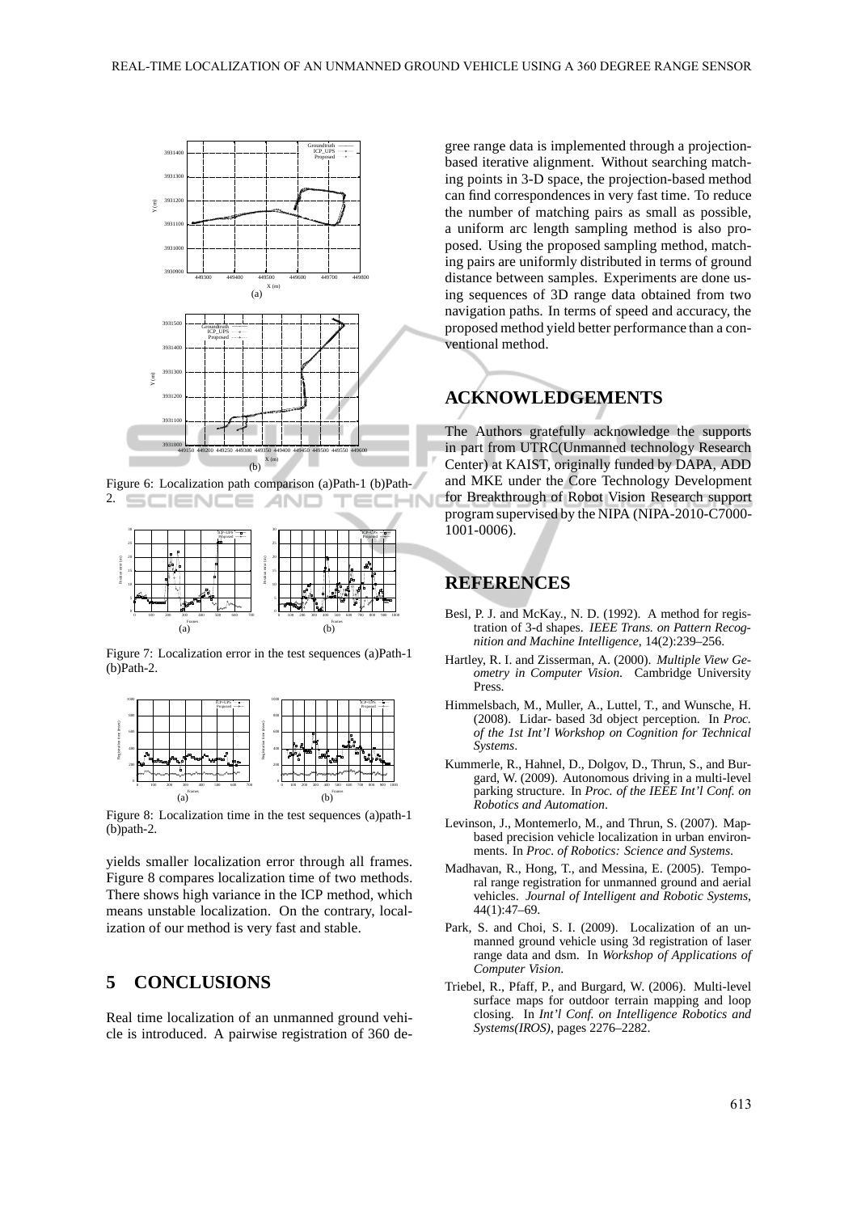Groundtruth
ICP_UPS
Proposed

3931400
3931300
3931200
3931100
3931000
3930900

Y (m)

449300 449400 449500 449600 449700 449800

X (m)

(a)

Groundtruth
ICP_UPS
Proposed

3931500
3931400
3931300
3931200
3931100
3931000

Y (m)

449150 449200 449250 449300 449350 449400 449450 449500 449550 449600

X (m)

(b)

Figure 6: Localization path comparison (a)Path-1 (b)Path-2.

ICP-UPS
Proposed

Frames

(a)

ICP-UPS
Proposed

Frames

(b)

Figure 7: Localization error in the test sequences (a)Path-1 (b)Path-2.

ICP-UPS
Proposed

Frames

(a)

ICP-UPS
Proposed

Frames

(b)

Figure 8: Localization time in the test sequences (a)path-1 (b)path-2.

yields smaller localization error through all frames. Figure 8 compares localization time of two methods. There shows high variance in the ICP method, which means unstable localization. On the contrary, localization of our method is very fast and stable.

## 5 CONCLUSIONS

Real time localization of an unmanned ground vehicle is introduced. A pairwise registration of 360 degree range data is implemented through a projection-based iterative alignment. Without searching matching points in 3-D space, the projection-based method can find correspondences in very fast time. To reduce the number of matching pairs as small as possible, a uniform arc length sampling method is also proposed. Using the proposed sampling method, matching pairs are uniformly distributed in terms of ground distance between samples. Experiments are done using sequences of 3D range data obtained from two navigation paths. In terms of speed and accuracy, the proposed method yield better performance than a conventional method.

## ACKNOWLEDGEMENTS

The Authors gratefully acknowledge the supports in part from UTRC(Unmanned technology Research Center) at KAIST, originally funded by DAPA, ADD and MKE under the Core Technology Development for Breakthrough of Robot Vision Research support program supervised by the NIPA (NIPA-2010-C7000-1001-0006).

## REFERENCES

Besl, P. J. and McKay., N. D. (1992). A method for registration of 3-d shapes. *IEEE Trans. on Pattern Recognition and Machine Intelligence*, 14(2):239–256.

Hartley, R. I. and Zisserman, A. (2000). *Multiple View Geometry in Computer Vision*. Cambridge University Press.

Himmelsbach, M., Muller, A., Luttel, T., and Wunsche, H. (2008). Lidar- based 3d object perception. In *Proc. of the 1st Int'l Workshop on Cognition for Technical Systems*.

Kummerle, R., Hahnel, D., Dolgov, D., Thrun, S., and Burgard, W. (2009). Autonomous driving in a multi-level parking structure. In *Proc. of the IEEE Int'l Conf. on Robotics and Automation*.

Levinson, J., Montemerlo, M., and Thrun, S. (2007). Map-based precision vehicle localization in urban environments. In *Proc. of Robotics: Science and Systems*.

Madhavan, R., Hong, T., and Messina, E. (2005). Temporal range registration for unmanned ground and aerial vehicles. *Journal of Intelligent and Robotic Systems*, 44(1):47–69.

Park, S. and Choi, S. I. (2009). Localization of an unmanned ground vehicle using 3d registration of laser range data and dsm. In *Workshop of Applications of Computer Vision*.

Triebel, R., Pfaff, P., and Burgard, W. (2006). Multi-level surface maps for outdoor terrain mapping and loop closing. In *Int'l Conf. on Intelligence Robotics and Systems(IROS)*, pages 2276–2282.